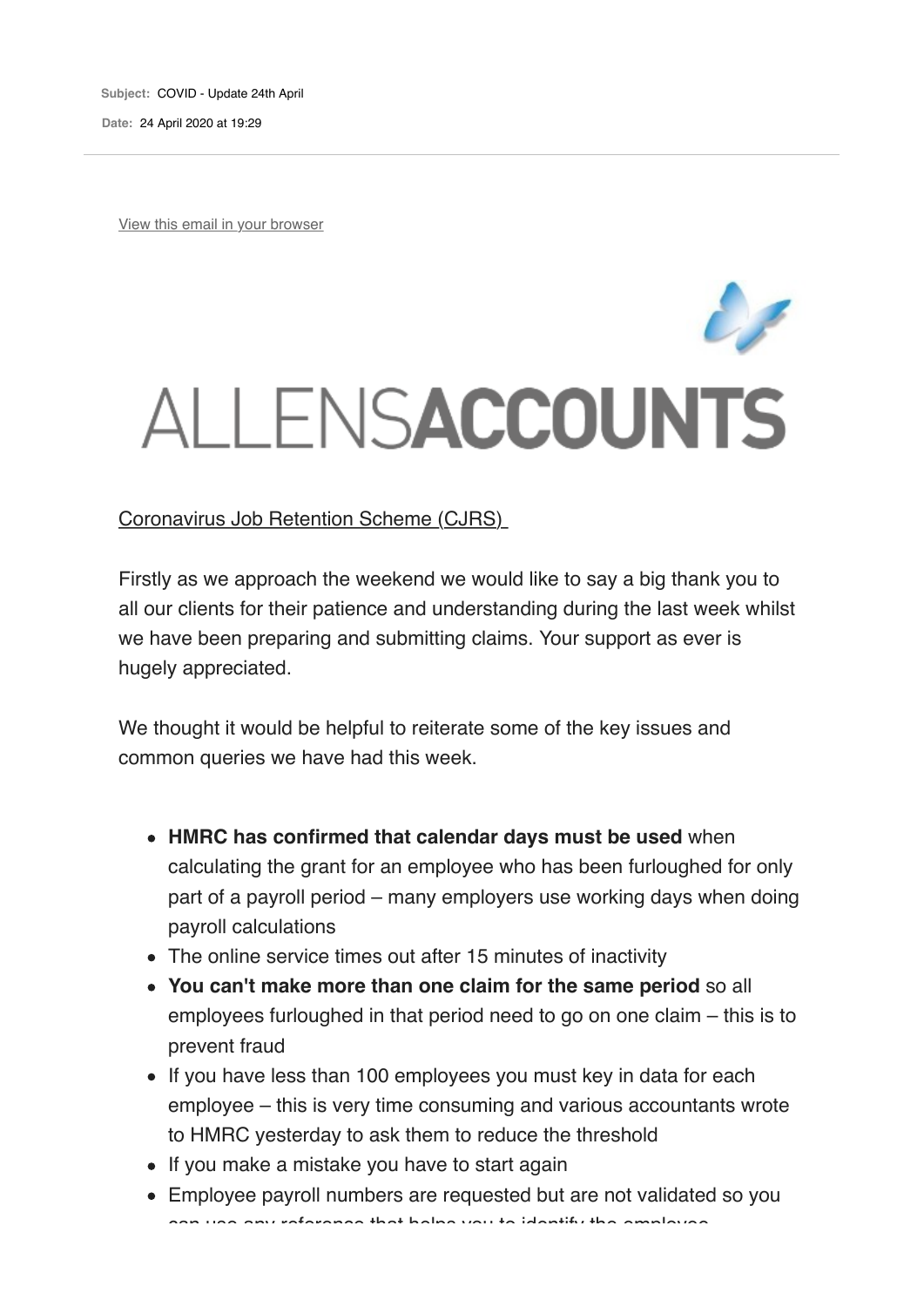**Subject:** COVID - Update 24th April

**Date:** 24 April 2020 at 19:29

View this email in your browser

ALLENSACCOUNTS

Coronavirus Job Retention Scheme (CJRS)

Firstly as we approach the weekend we would like to say a big thank you to all our clients for their patience and understanding during the last week whilst we have been preparing and submitting claims. Your support as ever is hugely appreciated.

We thought it would be helpful to reiterate some of the key issues and common queries we have had this week.

- **HMRC has confirmed that calendar days must be used** when calculating the grant for an employee who has been furloughed for only part of a payroll period – many employers use working days when doing payroll calculations
- The online service times out after 15 minutes of inactivity
- **You can't make more than one claim for the same period** so all employees furloughed in that period need to go on one claim – this is to prevent fraud
- If you have less than 100 employees you must key in data for each employee – this is very time consuming and various accountants wrote to HMRC yesterday to ask them to reduce the threshold
- If you make a mistake you have to start again
- Employee payroll numbers are requested but are not validated so you can use any reference that helps you to identify the employee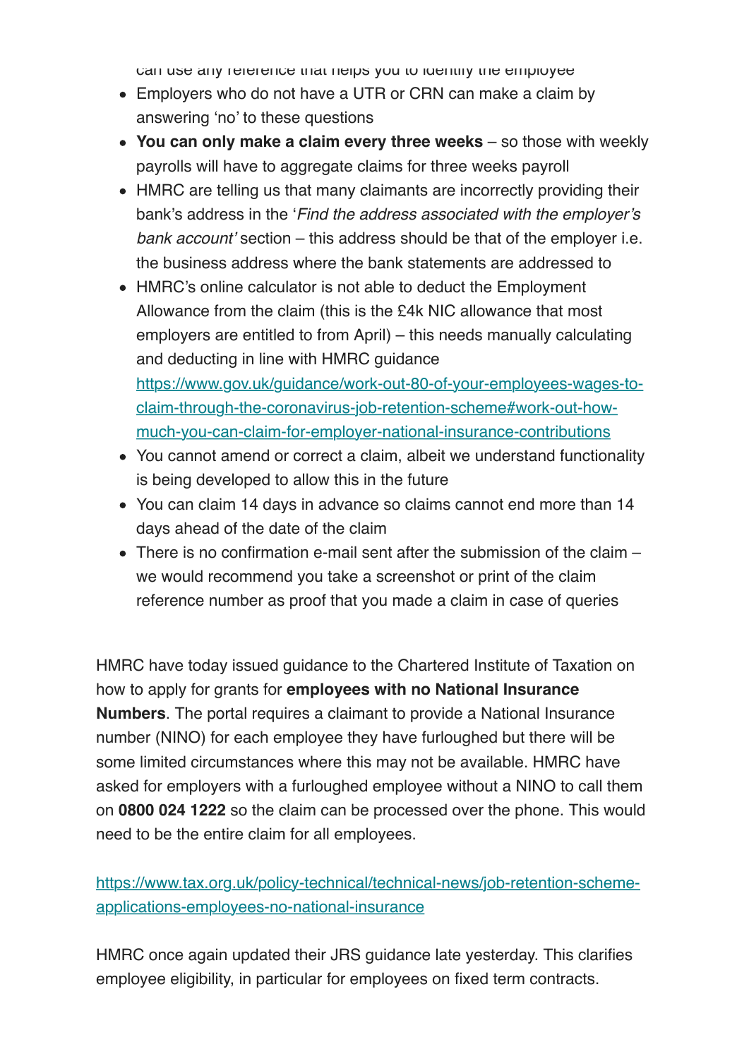can use any reference that helps you to identify the employee

- Employers who do not have a UTR or CRN can make a claim by answering 'no' to these questions
- **You can only make a claim every three weeks** – so those with weekly payrolls will have to aggregate claims for three weeks payroll
- HMRC are telling us that many claimants are incorrectly providing their bank's address in the '*Find the address associated with the employer's bank account'* section – this address should be that of the employer i.e. the business address where the bank statements are addressed to
- HMRC's online calculator is not able to deduct the Employment Allowance from the claim (this is the £4k NIC allowance that most employers are entitled to from April) – this needs manually calculating and deducting in line with HMRC guidance [https://www.gov.uk/guidance/work-out-80-of-your-employees-wages-to-claim-through-the-coronavirus-job-retention-scheme#work-out-how-much-you-can-claim-for-employer-national-insurance-contributions](https://www.gov.uk/guidance/work-out-80-of-your-employees-wages-to-claim-through-the-coronavirus-job-retention-scheme#work-out-how-much-you-can-claim-for-employer-national-insurance-contributions)
- You cannot amend or correct a claim, albeit we understand functionality is being developed to allow this in the future
- You can claim 14 days in advance so claims cannot end more than 14 days ahead of the date of the claim
- There is no confirmation e-mail sent after the submission of the claim – we would recommend you take a screenshot or print of the claim reference number as proof that you made a claim in case of queries

HMRC have today issued guidance to the Chartered Institute of Taxation on how to apply for grants for **employees with no National Insurance Numbers**. The portal requires a claimant to provide a National Insurance number (NINO) for each employee they have furloughed but there will be some limited circumstances where this may not be available. HMRC have asked for employers with a furloughed employee without a NINO to call them on **0800 024 1222** so the claim can be processed over the phone. This would need to be the entire claim for all employees.

[https://www.tax.org.uk/policy-technical/technical-news/job-retention-scheme-applications-employees-no-national-insurance](https://www.tax.org.uk/policy-technical/technical-news/job-retention-scheme-applications-employees-no-national-insurance)

HMRC once again updated their JRS guidance late yesterday. This clarifies employee eligibility, in particular for employees on fixed term contracts.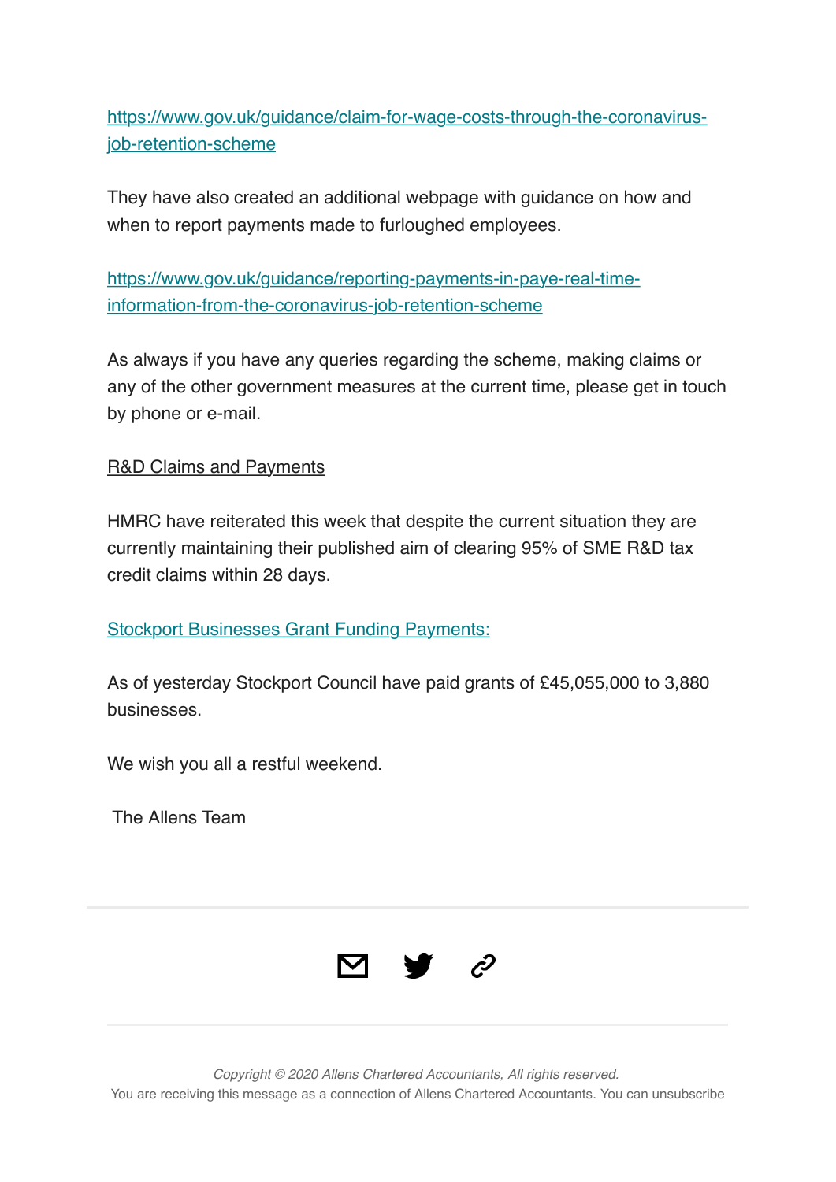https://www.gov.uk/guidance/claim-for-wage-costs-through-the-coronavirus-job-retention-scheme

They have also created an additional webpage with guidance on how and when to report payments made to furloughed employees.

https://www.gov.uk/guidance/reporting-payments-in-paye-real-time-information-from-the-coronavirus-job-retention-scheme

As always if you have any queries regarding the scheme, making claims or any of the other government measures at the current time, please get in touch by phone or e-mail.

R&D Claims and Payments

HMRC have reiterated this week that despite the current situation they are currently maintaining their published aim of clearing 95% of SME R&D tax credit claims within 28 days.

Stockport Businesses Grant Funding Payments:

As of yesterday Stockport Council have paid grants of £45,055,000 to 3,880 businesses.

We wish you all a restful weekend.

The Allens Team

---

*Copyright © 2020 Allens Chartered Accountants, All rights reserved.*

You are receiving this message as a connection of Allens Chartered Accountants. You can unsubscribe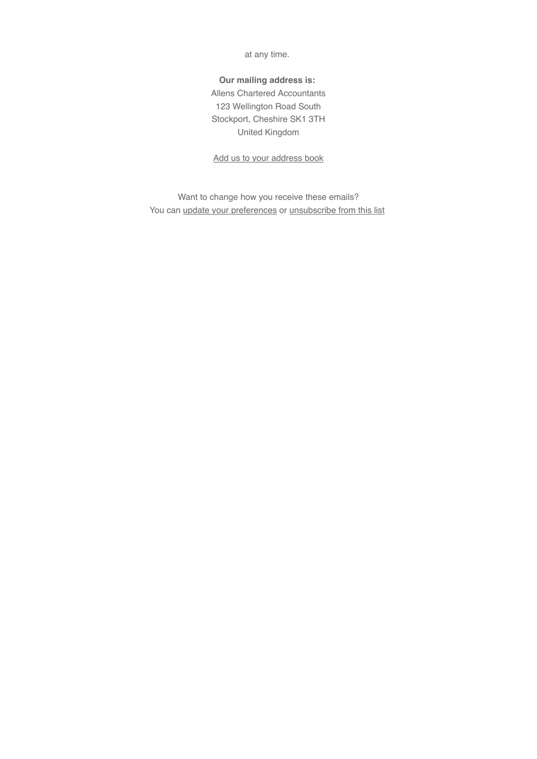at any time.

**Our mailing address is:**
Allens Chartered Accountants
123 Wellington Road South
Stockport, Cheshire SK1 3TH
United Kingdom

Add us to your address book

Want to change how you receive these emails?
You can update your preferences or unsubscribe from this list